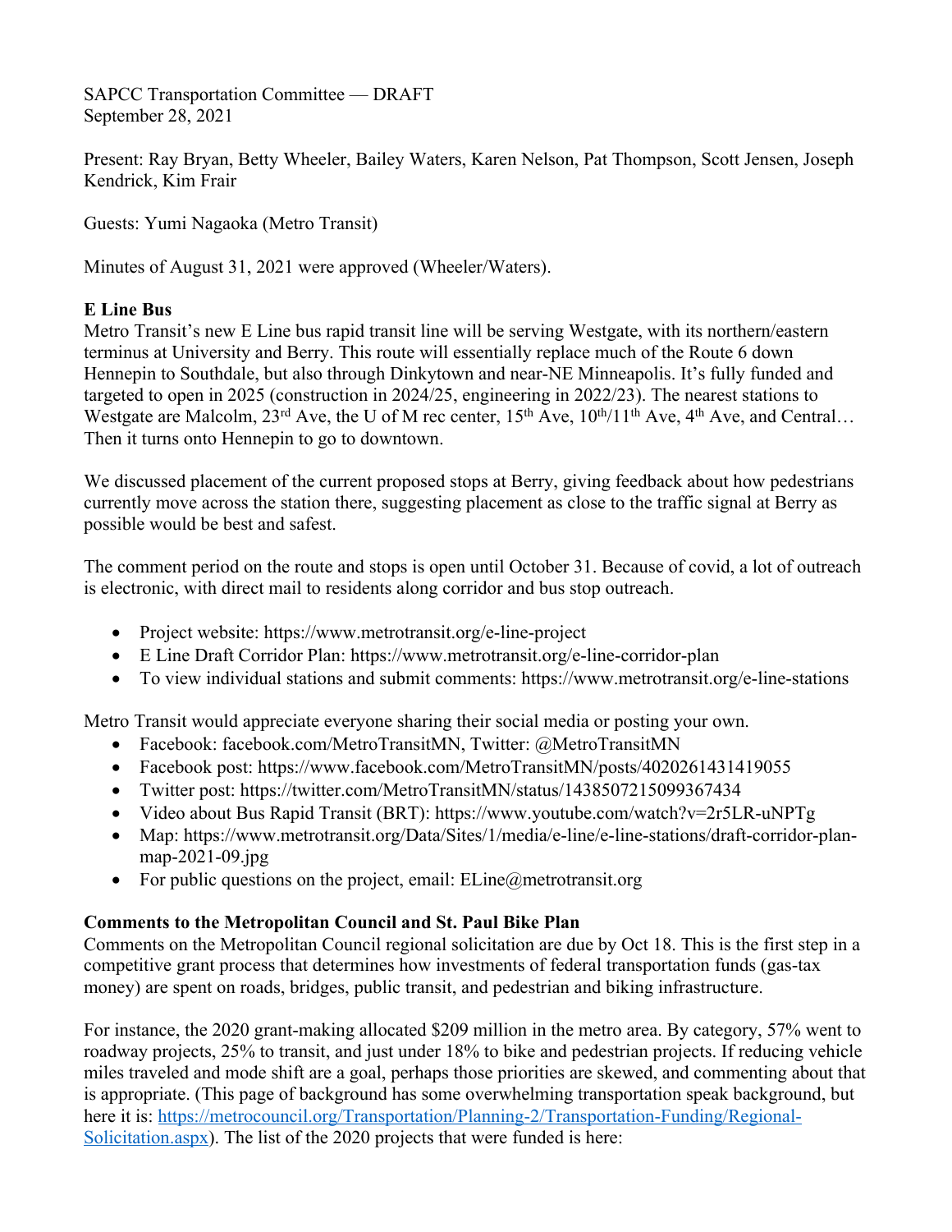SAPCC Transportation Committee — DRAFT
September 28, 2021

Present: Ray Bryan, Betty Wheeler, Bailey Waters, Karen Nelson, Pat Thompson, Scott Jensen, Joseph Kendrick, Kim Frair

Guests: Yumi Nagaoka (Metro Transit)

Minutes of August 31, 2021 were approved (Wheeler/Waters).

**E Line Bus**

Metro Transit's new E Line bus rapid transit line will be serving Westgate, with its northern/eastern terminus at University and Berry. This route will essentially replace much of the Route 6 down Hennepin to Southdale, but also through Dinkytown and near-NE Minneapolis. It's fully funded and targeted to open in 2025 (construction in 2024/25, engineering in 2022/23). The nearest stations to Westgate are Malcolm, 23rd Ave, the U of M rec center, 15th Ave, 10th/11th Ave, 4th Ave, and Central… Then it turns onto Hennepin to go to downtown.

We discussed placement of the current proposed stops at Berry, giving feedback about how pedestrians currently move across the station there, suggesting placement as close to the traffic signal at Berry as possible would be best and safest.

The comment period on the route and stops is open until October 31. Because of covid, a lot of outreach is electronic, with direct mail to residents along corridor and bus stop outreach.

- Project website: https://www.metrotransit.org/e-line-project
- E Line Draft Corridor Plan: https://www.metrotransit.org/e-line-corridor-plan
- To view individual stations and submit comments: https://www.metrotransit.org/e-line-stations

Metro Transit would appreciate everyone sharing their social media or posting your own.

- Facebook: facebook.com/MetroTransitMN, Twitter: @MetroTransitMN
- Facebook post: https://www.facebook.com/MetroTransitMN/posts/4020261431419055
- Twitter post: https://twitter.com/MetroTransitMN/status/1438507215099367434
- Video about Bus Rapid Transit (BRT): https://www.youtube.com/watch?v=2r5LR-uNPTg
- Map: https://www.metrotransit.org/Data/Sites/1/media/e-line/e-line-stations/draft-corridor-plan-map-2021-09.jpg
- For public questions on the project, email: ELine@metrotransit.org

**Comments to the Metropolitan Council and St. Paul Bike Plan**

Comments on the Metropolitan Council regional solicitation are due by Oct 18. This is the first step in a competitive grant process that determines how investments of federal transportation funds (gas-tax money) are spent on roads, bridges, public transit, and pedestrian and biking infrastructure.

For instance, the 2020 grant-making allocated $209 million in the metro area. By category, 57% went to roadway projects, 25% to transit, and just under 18% to bike and pedestrian projects. If reducing vehicle miles traveled and mode shift are a goal, perhaps those priorities are skewed, and commenting about that is appropriate. (This page of background has some overwhelming transportation speak background, but here it is: https://metrocouncil.org/Transportation/Planning-2/Transportation-Funding/Regional-Solicitation.aspx). The list of the 2020 projects that were funded is here: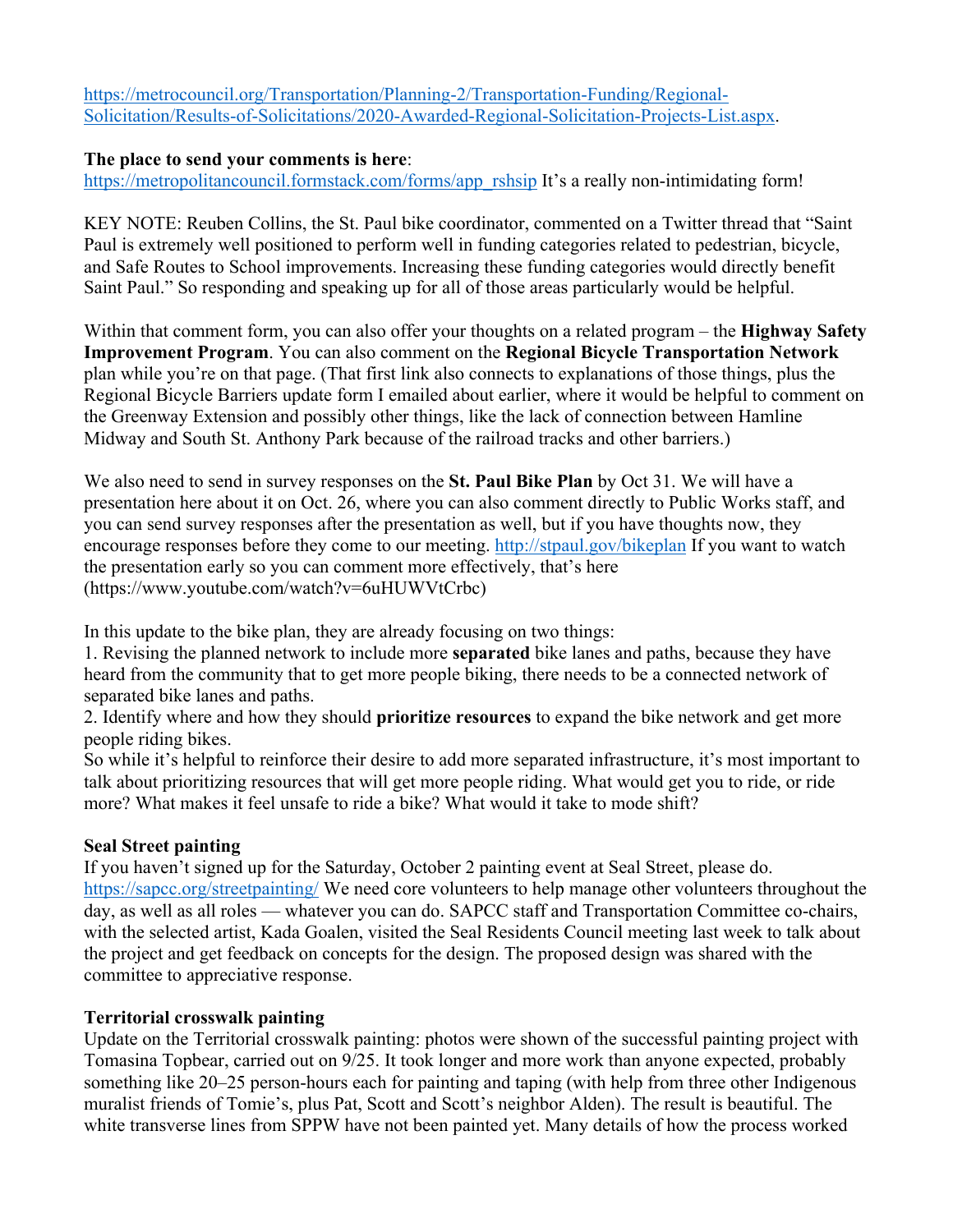https://metrocouncil.org/Transportation/Planning-2/Transportation-Funding/Regional-Solicitation/Results-of-Solicitations/2020-Awarded-Regional-Solicitation-Projects-List.aspx.

**The place to send your comments is here**:
https://metropolitancouncil.formstack.com/forms/app_rshsip It's a really non-intimidating form!

KEY NOTE: Reuben Collins, the St. Paul bike coordinator, commented on a Twitter thread that "Saint Paul is extremely well positioned to perform well in funding categories related to pedestrian, bicycle, and Safe Routes to School improvements. Increasing these funding categories would directly benefit Saint Paul." So responding and speaking up for all of those areas particularly would be helpful.

Within that comment form, you can also offer your thoughts on a related program – the **Highway Safety Improvement Program**. You can also comment on the **Regional Bicycle Transportation Network** plan while you're on that page. (That first link also connects to explanations of those things, plus the Regional Bicycle Barriers update form I emailed about earlier, where it would be helpful to comment on the Greenway Extension and possibly other things, like the lack of connection between Hamline Midway and South St. Anthony Park because of the railroad tracks and other barriers.)

We also need to send in survey responses on the **St. Paul Bike Plan** by Oct 31. We will have a presentation here about it on Oct. 26, where you can also comment directly to Public Works staff, and you can send survey responses after the presentation as well, but if you have thoughts now, they encourage responses before they come to our meeting. http://stpaul.gov/bikeplan If you want to watch the presentation early so you can comment more effectively, that's here (https://www.youtube.com/watch?v=6uHUWVtCrbc)

In this update to the bike plan, they are already focusing on two things:
1. Revising the planned network to include more **separated** bike lanes and paths, because they have heard from the community that to get more people biking, there needs to be a connected network of separated bike lanes and paths.
2. Identify where and how they should **prioritize resources** to expand the bike network and get more people riding bikes.

So while it's helpful to reinforce their desire to add more separated infrastructure, it's most important to talk about prioritizing resources that will get more people riding. What would get you to ride, or ride more? What makes it feel unsafe to ride a bike? What would it take to mode shift?

**Seal Street painting**
If you haven't signed up for the Saturday, October 2 painting event at Seal Street, please do. https://sapcc.org/streetpainting/ We need core volunteers to help manage other volunteers throughout the day, as well as all roles — whatever you can do. SAPCC staff and Transportation Committee co-chairs, with the selected artist, Kada Goalen, visited the Seal Residents Council meeting last week to talk about the project and get feedback on concepts for the design. The proposed design was shared with the committee to appreciative response.

**Territorial crosswalk painting**
Update on the Territorial crosswalk painting: photos were shown of the successful painting project with Tomasina Topbear, carried out on 9/25. It took longer and more work than anyone expected, probably something like 20–25 person-hours each for painting and taping (with help from three other Indigenous muralist friends of Tomie's, plus Pat, Scott and Scott's neighbor Alden). The result is beautiful. The white transverse lines from SPPW have not been painted yet. Many details of how the process worked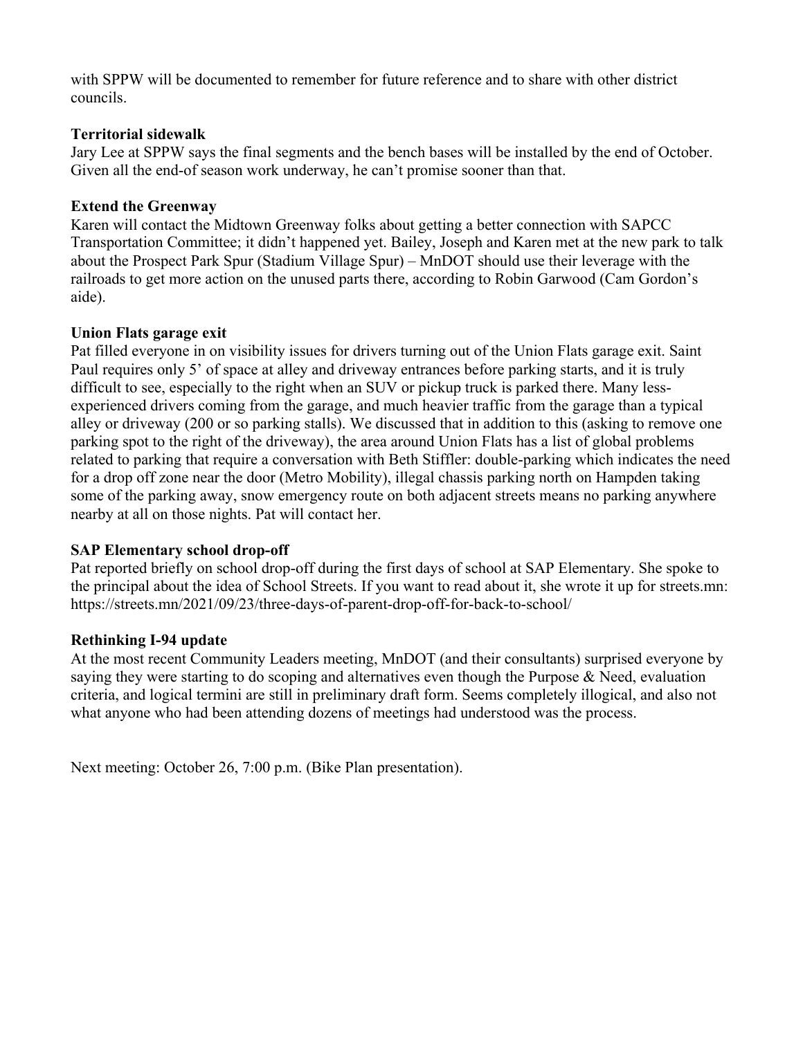with SPPW will be documented to remember for future reference and to share with other district councils.

**Territorial sidewalk**

Jary Lee at SPPW says the final segments and the bench bases will be installed by the end of October. Given all the end-of season work underway, he can't promise sooner than that.

**Extend the Greenway**

Karen will contact the Midtown Greenway folks about getting a better connection with SAPCC Transportation Committee; it didn't happened yet. Bailey, Joseph and Karen met at the new park to talk about the Prospect Park Spur (Stadium Village Spur) – MnDOT should use their leverage with the railroads to get more action on the unused parts there, according to Robin Garwood (Cam Gordon's aide).

**Union Flats garage exit**

Pat filled everyone in on visibility issues for drivers turning out of the Union Flats garage exit. Saint Paul requires only 5' of space at alley and driveway entrances before parking starts, and it is truly difficult to see, especially to the right when an SUV or pickup truck is parked there. Many less-experienced drivers coming from the garage, and much heavier traffic from the garage than a typical alley or driveway (200 or so parking stalls). We discussed that in addition to this (asking to remove one parking spot to the right of the driveway), the area around Union Flats has a list of global problems related to parking that require a conversation with Beth Stiffler: double-parking which indicates the need for a drop off zone near the door (Metro Mobility), illegal chassis parking north on Hampden taking some of the parking away, snow emergency route on both adjacent streets means no parking anywhere nearby at all on those nights. Pat will contact her.

**SAP Elementary school drop-off**

Pat reported briefly on school drop-off during the first days of school at SAP Elementary. She spoke to the principal about the idea of School Streets. If you want to read about it, she wrote it up for streets.mn: https://streets.mn/2021/09/23/three-days-of-parent-drop-off-for-back-to-school/

**Rethinking I-94 update**

At the most recent Community Leaders meeting, MnDOT (and their consultants) surprised everyone by saying they were starting to do scoping and alternatives even though the Purpose & Need, evaluation criteria, and logical termini are still in preliminary draft form. Seems completely illogical, and also not what anyone who had been attending dozens of meetings had understood was the process.

Next meeting: October 26, 7:00 p.m. (Bike Plan presentation).